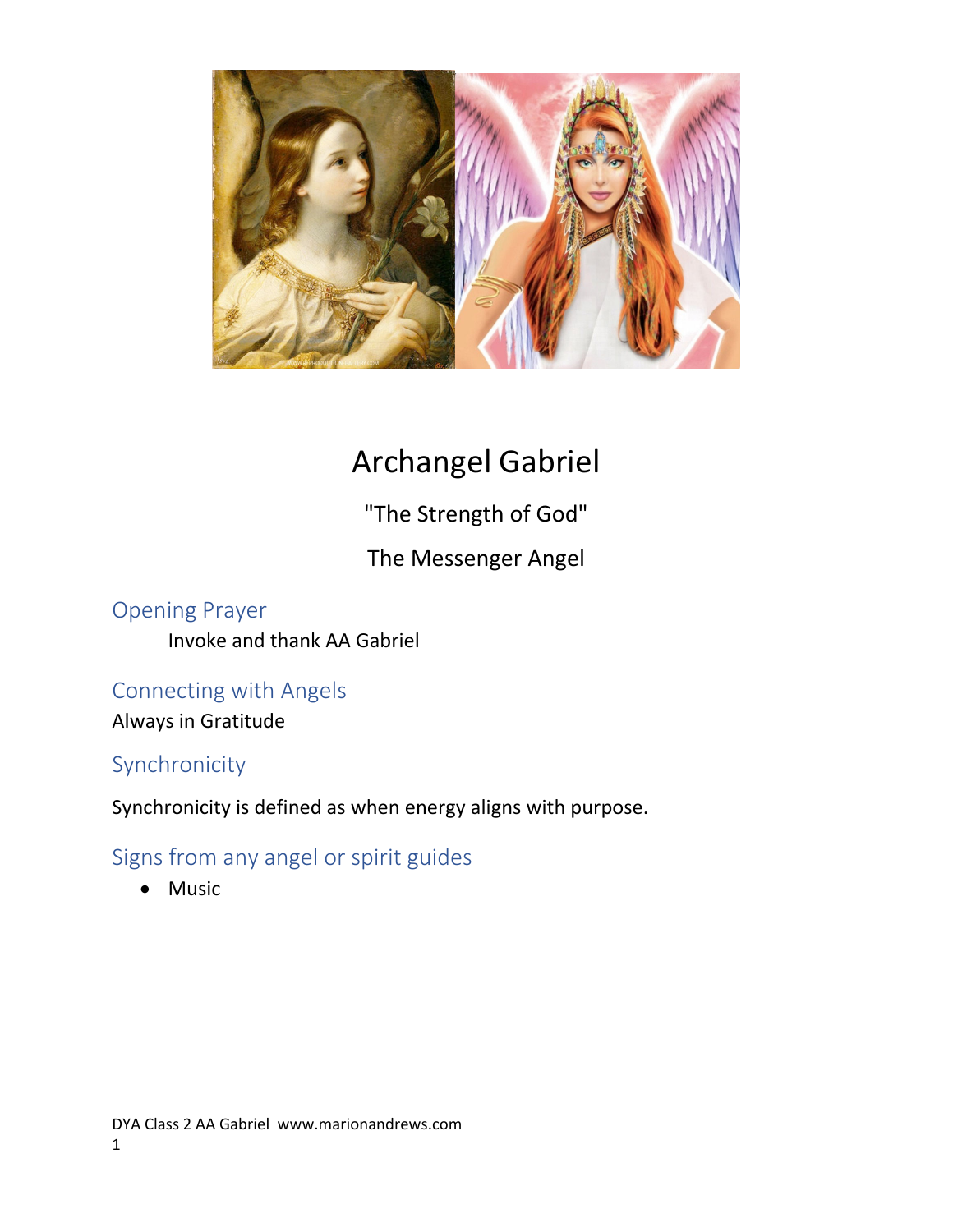# Archangel Gabriel

"The Strength of God"

The Messenger Angel

## Opening Prayer

Invoke and thank AA Gabriel

## Connecting with Angels

Always in Gratitude

## Synchronicity

Synchronicity is defined as when energy aligns with purpose.

## Signs from any angel or spirit guides

- Music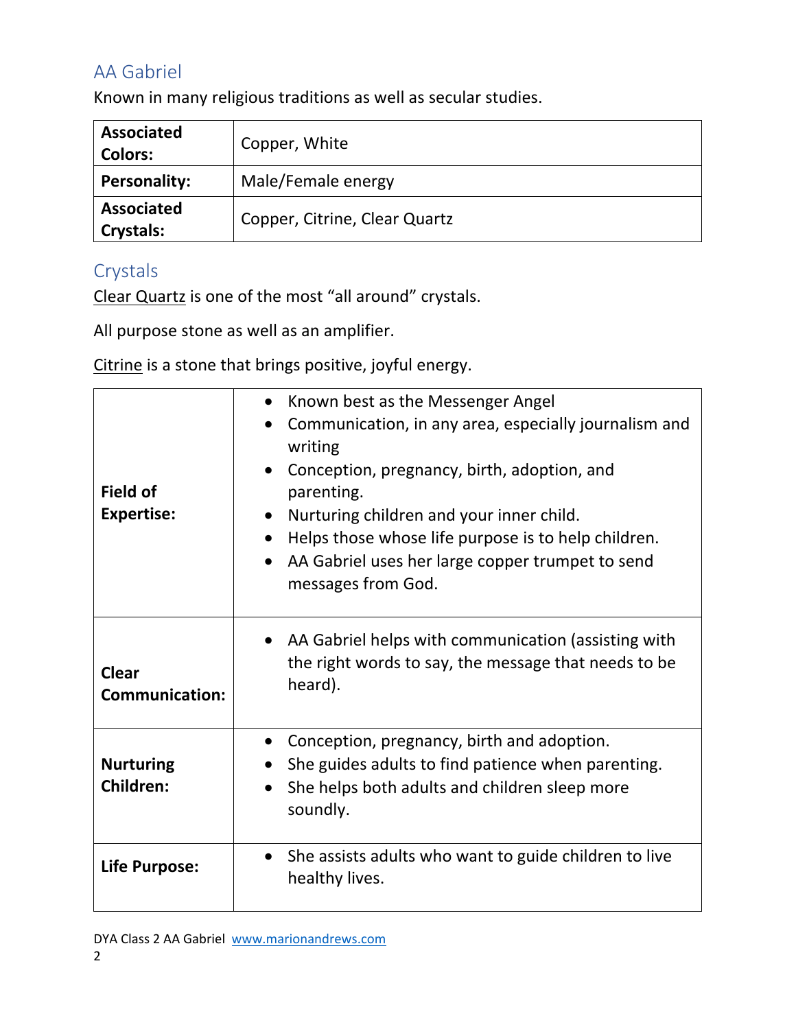## AA Gabriel

Known in many religious traditions as well as secular studies.

| **Associated Colors:** | Copper, White |
|---|---|
| **Personality:** | Male/Female energy |
| **Associated Crystals:** | Copper, Citrine, Clear Quartz |

## Crystals

Clear Quartz is one of the most "all around" crystals.

All purpose stone as well as an amplifier.

Citrine is a stone that brings positive, joyful energy.

| | |
|---|---|
| **Field of Expertise:** | • Known best as the Messenger Angel<br>• Communication, in any area, especially journalism and writing<br>• Conception, pregnancy, birth, adoption, and parenting.<br>• Nurturing children and your inner child.<br>• Helps those whose life purpose is to help children.<br>• AA Gabriel uses her large copper trumpet to send messages from God. |
| **Clear Communication:** | • AA Gabriel helps with communication (assisting with the right words to say, the message that needs to be heard). |
| **Nurturing Children:** | • Conception, pregnancy, birth and adoption.<br>• She guides adults to find patience when parenting.<br>• She helps both adults and children sleep more soundly. |
| **Life Purpose:** | • She assists adults who want to guide children to live healthy lives. |

DYA Class 2 AA Gabriel www.marionandrews.com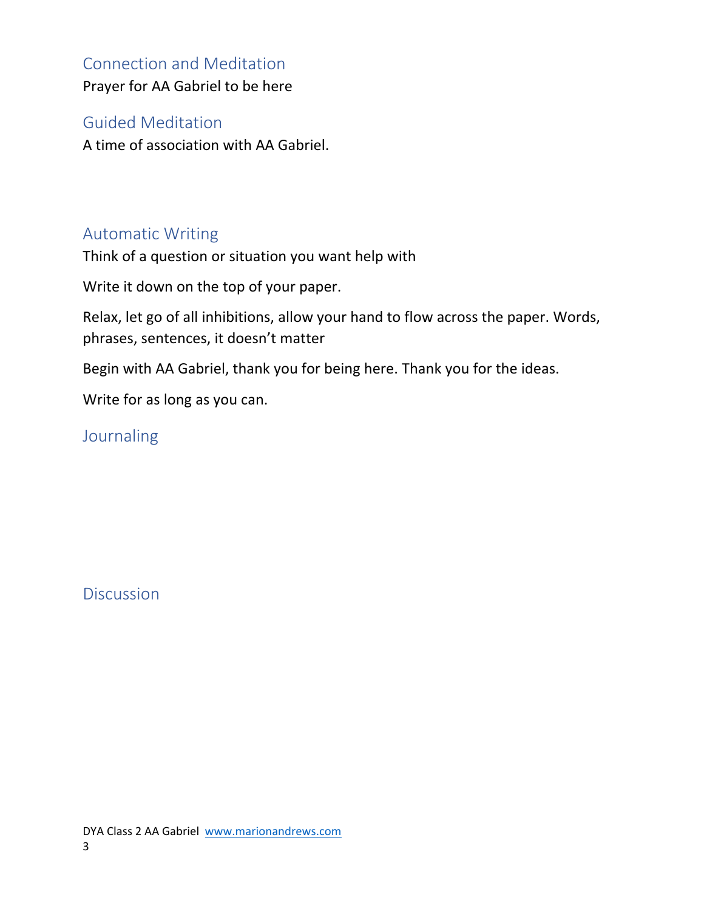## Connection and Meditation

Prayer for AA Gabriel to be here

## Guided Meditation

A time of association with AA Gabriel.

## Automatic Writing

Think of a question or situation you want help with

Write it down on the top of your paper.

Relax, let go of all inhibitions, allow your hand to flow across the paper. Words, phrases, sentences, it doesn't matter

Begin with AA Gabriel, thank you for being here. Thank you for the ideas.

Write for as long as you can.

## Journaling

## Discussion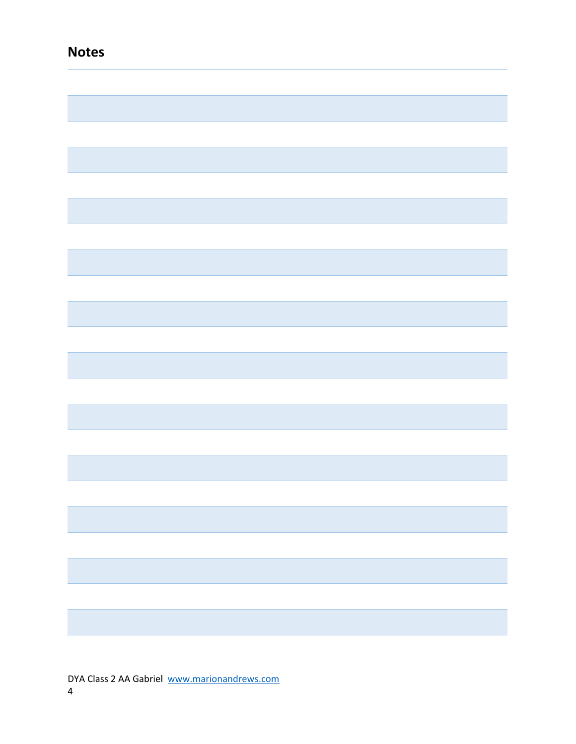## Notes